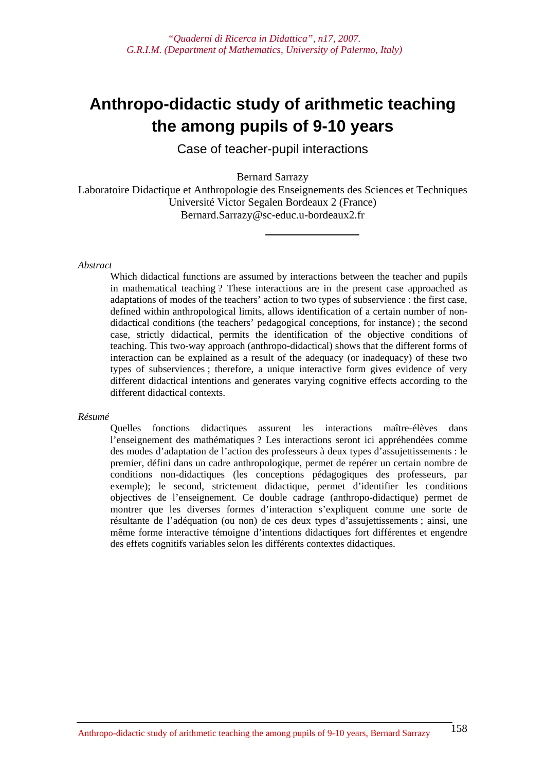*"Quaderni di Ricerca in Didattica", n17, 2007.*
*G.R.I.M. (Department of Mathematics, University of Palermo, Italy)*

# Anthropo-didactic study of arithmetic teaching the among pupils of 9-10 years

## Case of teacher-pupil interactions

Bernard Sarrazy
Laboratoire Didactique et Anthropologie des Enseignements des Sciences et Techniques
Université Victor Segalen Bordeaux 2 (France)
Bernard.Sarrazy@sc-educ.u-bordeaux2.fr

---

*Abstract*

Which didactical functions are assumed by interactions between the teacher and pupils in mathematical teaching ? These interactions are in the present case approached as adaptations of modes of the teachers' action to two types of subservience : the first case, defined within anthropological limits, allows identification of a certain number of non-didactical conditions (the teachers' pedagogical conceptions, for instance) ; the second case, strictly didactical, permits the identification of the objective conditions of teaching. This two-way approach (anthropo-didactical) shows that the different forms of interaction can be explained as a result of the adequacy (or inadequacy) of these two types of subserviences ; therefore, a unique interactive form gives evidence of very different didactical intentions and generates varying cognitive effects according to the different didactical contexts.

*Résumé*

Quelles fonctions didactiques assurent les interactions maître-élèves dans l'enseignement des mathématiques ? Les interactions seront ici appréhendées comme des modes d'adaptation de l'action des professeurs à deux types d'assujettissements : le premier, défini dans un cadre anthropologique, permet de repérer un certain nombre de conditions non-didactiques (les conceptions pédagogiques des professeurs, par exemple); le second, strictement didactique, permet d'identifier les conditions objectives de l'enseignement. Ce double cadrage (anthropo-didactique) permet de montrer que les diverses formes d'interaction s'expliquent comme une sorte de résultante de l'adéquation (ou non) de ces deux types d'assujettissements ; ainsi, une même forme interactive témoigne d'intentions didactiques fort différentes et engendre des effets cognitifs variables selon les différents contextes didactiques.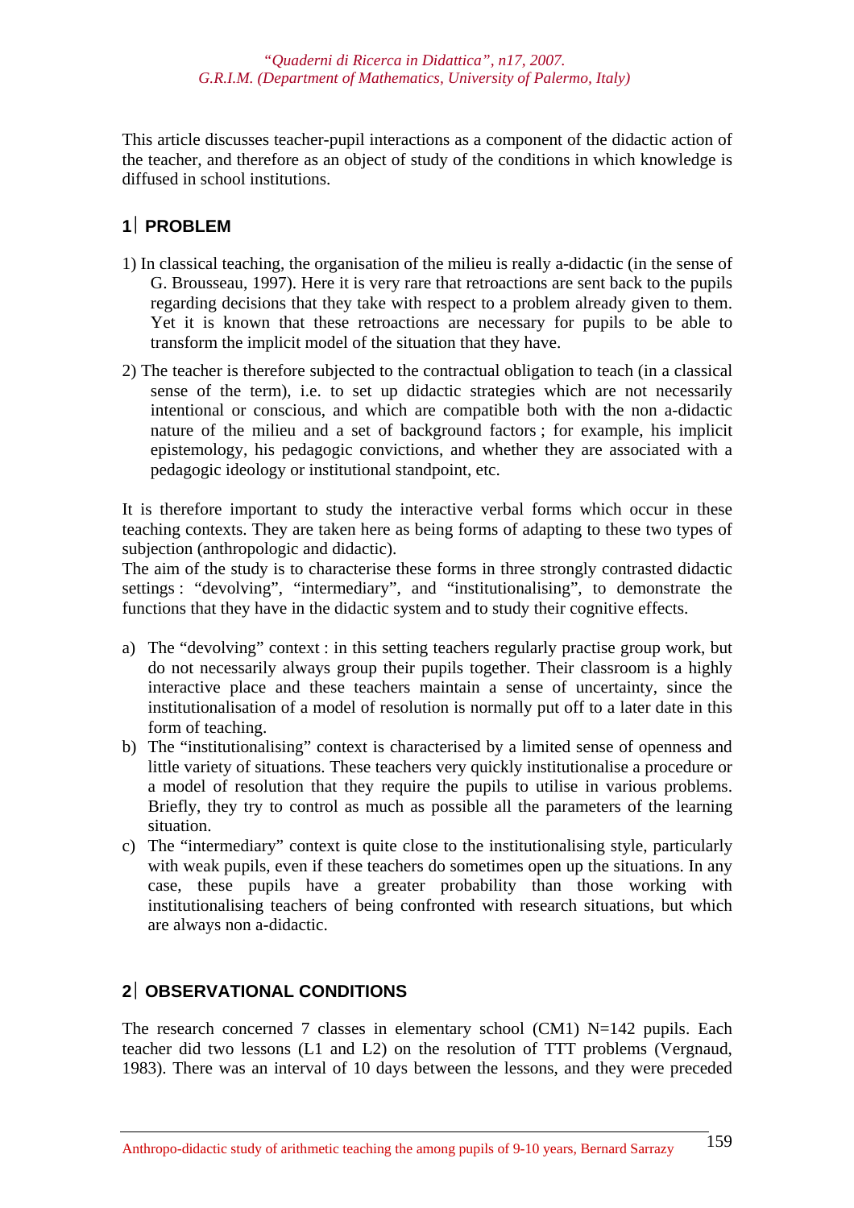This article discusses teacher-pupil interactions as a component of the didactic action of the teacher, and therefore as an object of study of the conditions in which knowledge is diffused in school institutions.

## 1 PROBLEM

1) In classical teaching, the organisation of the milieu is really a-didactic (in the sense of G. Brousseau, 1997). Here it is very rare that retroactions are sent back to the pupils regarding decisions that they take with respect to a problem already given to them. Yet it is known that these retroactions are necessary for pupils to be able to transform the implicit model of the situation that they have.

2) The teacher is therefore subjected to the contractual obligation to teach (in a classical sense of the term), i.e. to set up didactic strategies which are not necessarily intentional or conscious, and which are compatible both with the non a-didactic nature of the milieu and a set of background factors ; for example, his implicit epistemology, his pedagogic convictions, and whether they are associated with a pedagogic ideology or institutional standpoint, etc.

It is therefore important to study the interactive verbal forms which occur in these teaching contexts. They are taken here as being forms of adapting to these two types of subjection (anthropologic and didactic).
The aim of the study is to characterise these forms in three strongly contrasted didactic settings : "devolving", "intermediary", and "institutionalising", to demonstrate the functions that they have in the didactic system and to study their cognitive effects.

a) The "devolving" context : in this setting teachers regularly practise group work, but do not necessarily always group their pupils together. Their classroom is a highly interactive place and these teachers maintain a sense of uncertainty, since the institutionalisation of a model of resolution is normally put off to a later date in this form of teaching.
b) The "institutionalising" context is characterised by a limited sense of openness and little variety of situations. These teachers very quickly institutionalise a procedure or a model of resolution that they require the pupils to utilise in various problems. Briefly, they try to control as much as possible all the parameters of the learning situation.
c) The "intermediary" context is quite close to the institutionalising style, particularly with weak pupils, even if these teachers do sometimes open up the situations. In any case, these pupils have a greater probability than those working with institutionalising teachers of being confronted with research situations, but which are always non a-didactic.

## 2 OBSERVATIONAL CONDITIONS

The research concerned 7 classes in elementary school (CM1) N=142 pupils. Each teacher did two lessons (L1 and L2) on the resolution of TTT problems (Vergnaud, 1983). There was an interval of 10 days between the lessons, and they were preceded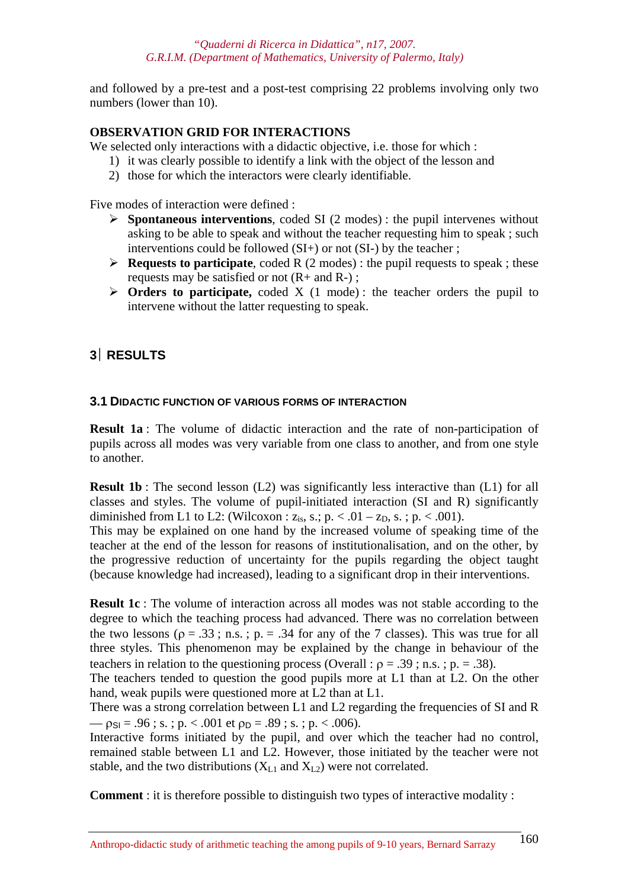and followed by a pre-test and a post-test comprising 22 problems involving only two numbers (lower than 10).

**OBSERVATION GRID FOR INTERACTIONS**

We selected only interactions with a didactic objective, i.e. those for which :

1) it was clearly possible to identify a link with the object of the lesson and
2) those for which the interactors were clearly identifiable.

Five modes of interaction were defined :

- **Spontaneous interventions**, coded SI (2 modes) : the pupil intervenes without asking to be able to speak and without the teacher requesting him to speak ; such interventions could be followed (SI+) or not (SI-) by the teacher ;
- **Requests to participate**, coded R (2 modes) : the pupil requests to speak ; these requests may be satisfied or not (R+ and R-) ;
- **Orders to participate,** coded X (1 mode) : the teacher orders the pupil to intervene without the latter requesting to speak.

## 3 RESULTS

### 3.1 Didactic function of various forms of interaction

**Result 1a** : The volume of didactic interaction and the rate of non-participation of pupils across all modes was very variable from one class to another, and from one style to another.

**Result 1b** : The second lesson (L2) was significantly less interactive than (L1) for all classes and styles. The volume of pupil-initiated interaction (SI and R) significantly diminished from L1 to L2: (Wilcoxon : $z_{is}$, s.; p. < .01 – $z_D$, s. ; p. < .001).

This may be explained on one hand by the increased volume of speaking time of the teacher at the end of the lesson for reasons of institutionalisation, and on the other, by the progressive reduction of uncertainty for the pupils regarding the object taught (because knowledge had increased), leading to a significant drop in their interventions.

**Result 1c** : The volume of interaction across all modes was not stable according to the degree to which the teaching process had advanced. There was no correlation between the two lessons ($\rho$ = .33 ; n.s. ; p. = .34 for any of the 7 classes). This was true for all three styles. This phenomenon may be explained by the change in behaviour of the teachers in relation to the questioning process (Overall : $\rho$ = .39 ; n.s. ; p. = .38).

The teachers tended to question the good pupils more at L1 than at L2. On the other hand, weak pupils were questioned more at L2 than at L1.

There was a strong correlation between L1 and L2 regarding the frequencies of SI and R — $\rho_{SI}$ = .96 ; s. ; p. < .001 et $\rho_D$ = .89 ; s. ; p. < .006).

Interactive forms initiated by the pupil, and over which the teacher had no control, remained stable between L1 and L2. However, those initiated by the teacher were not stable, and the two distributions ($X_{L1}$ and $X_{L2}$) were not correlated.

**Comment** : it is therefore possible to distinguish two types of interactive modality :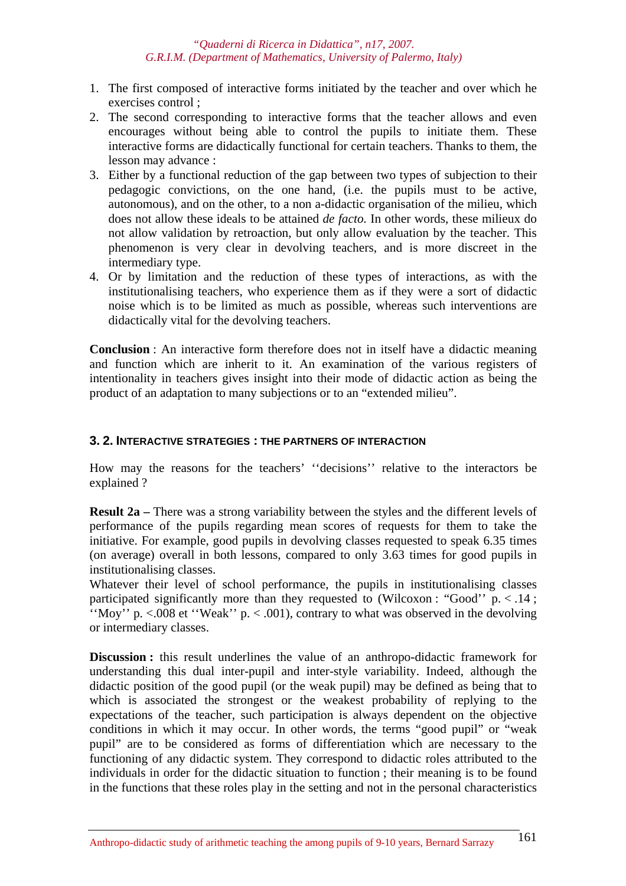1. The first composed of interactive forms initiated by the teacher and over which he exercises control ;
2. The second corresponding to interactive forms that the teacher allows and even encourages without being able to control the pupils to initiate them. These interactive forms are didactically functional for certain teachers. Thanks to them, the lesson may advance :
3. Either by a functional reduction of the gap between two types of subjection to their pedagogic convictions, on the one hand, (i.e. the pupils must to be active, autonomous), and on the other, to a non a-didactic organisation of the milieu, which does not allow these ideals to be attained *de facto.* In other words, these milieux do not allow validation by retroaction, but only allow evaluation by the teacher. This phenomenon is very clear in devolving teachers, and is more discreet in the intermediary type.
4. Or by limitation and the reduction of these types of interactions, as with the institutionalising teachers, who experience them as if they were a sort of didactic noise which is to be limited as much as possible, whereas such interventions are didactically vital for the devolving teachers.

**Conclusion** : An interactive form therefore does not in itself have a didactic meaning and function which are inherit to it. An examination of the various registers of intentionality in teachers gives insight into their mode of didactic action as being the product of an adaptation to many subjections or to an "extended milieu".

### 3. 2. INTERACTIVE STRATEGIES : THE PARTNERS OF INTERACTION

How may the reasons for the teachers' ''decisions'' relative to the interactors be explained ?

**Result 2a –** There was a strong variability between the styles and the different levels of performance of the pupils regarding mean scores of requests for them to take the initiative. For example, good pupils in devolving classes requested to speak 6.35 times (on average) overall in both lessons, compared to only 3.63 times for good pupils in institutionalising classes.
Whatever their level of school performance, the pupils in institutionalising classes participated significantly more than they requested to (Wilcoxon : "Good'' $p < .14$ ; ''Moy'' $p. <.008$ et ''Weak'' $p. < .001$), contrary to what was observed in the devolving or intermediary classes.

**Discussion :** this result underlines the value of an anthropo-didactic framework for understanding this dual inter-pupil and inter-style variability. Indeed, although the didactic position of the good pupil (or the weak pupil) may be defined as being that to which is associated the strongest or the weakest probability of replying to the expectations of the teacher, such participation is always dependent on the objective conditions in which it may occur. In other words, the terms "good pupil" or "weak pupil" are to be considered as forms of differentiation which are necessary to the functioning of any didactic system. They correspond to didactic roles attributed to the individuals in order for the didactic situation to function ; their meaning is to be found in the functions that these roles play in the setting and not in the personal characteristics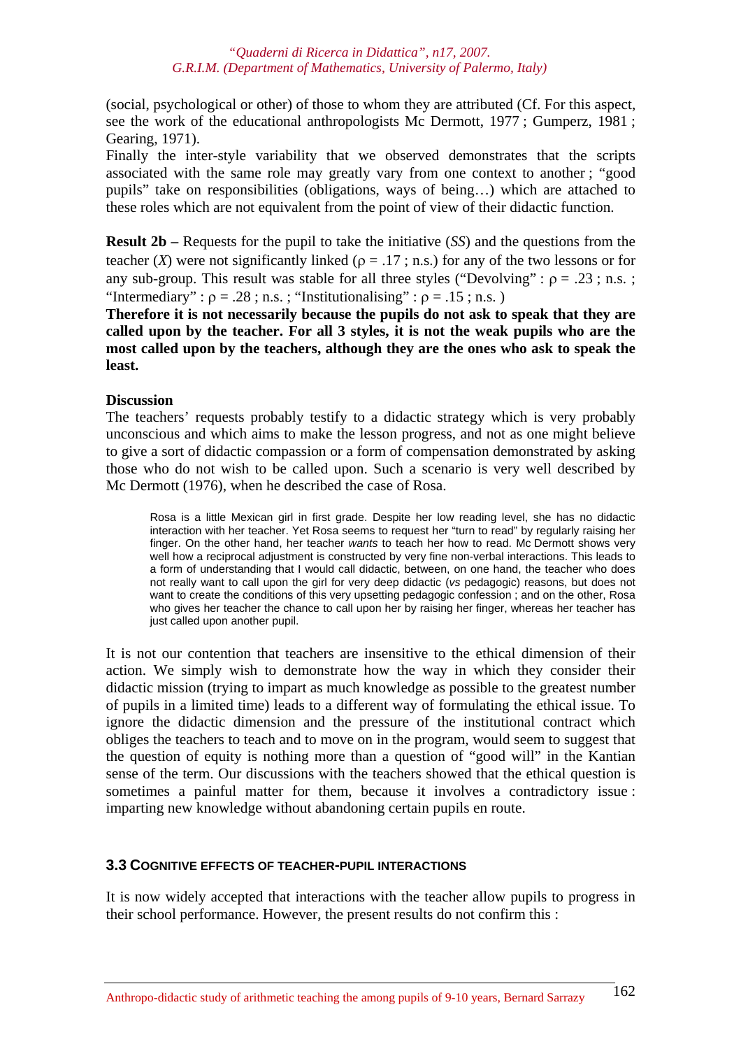(social, psychological or other) of those to whom they are attributed (Cf. For this aspect, see the work of the educational anthropologists Mc Dermott, 1977 ; Gumperz, 1981 ; Gearing, 1971).
Finally the inter-style variability that we observed demonstrates that the scripts associated with the same role may greatly vary from one context to another ; "good pupils" take on responsibilities (obligations, ways of being…) which are attached to these roles which are not equivalent from the point of view of their didactic function.

**Result 2b –** Requests for the pupil to take the initiative (*SS*) and the questions from the teacher (*X*) were not significantly linked ($\rho = .17$ ; n.s.) for any of the two lessons or for any sub-group. This result was stable for all three styles ("Devolving" : $\rho = .23$ ; n.s. ; "Intermediary" : $\rho = .28$ ; n.s. ; "Institutionalising" : $\rho = .15$ ; n.s. )
**Therefore it is not necessarily because the pupils do not ask to speak that they are called upon by the teacher. For all 3 styles, it is not the weak pupils who are the most called upon by the teachers, although they are the ones who ask to speak the least.**

**Discussion**
The teachers' requests probably testify to a didactic strategy which is very probably unconscious and which aims to make the lesson progress, and not as one might believe to give a sort of didactic compassion or a form of compensation demonstrated by asking those who do not wish to be called upon. Such a scenario is very well described by Mc Dermott (1976), when he described the case of Rosa.

> Rosa is a little Mexican girl in first grade. Despite her low reading level, she has no didactic interaction with her teacher. Yet Rosa seems to request her "turn to read" by regularly raising her finger. On the other hand, her teacher *wants* to teach her how to read. Mc Dermott shows very well how a reciprocal adjustment is constructed by very fine non-verbal interactions. This leads to a form of understanding that I would call didactic, between, on one hand, the teacher who does not really want to call upon the girl for very deep didactic (*vs* pedagogic) reasons, but does not want to create the conditions of this very upsetting pedagogic confession ; and on the other, Rosa who gives her teacher the chance to call upon her by raising her finger, whereas her teacher has just called upon another pupil.

It is not our contention that teachers are insensitive to the ethical dimension of their action. We simply wish to demonstrate how the way in which they consider their didactic mission (trying to impart as much knowledge as possible to the greatest number of pupils in a limited time) leads to a different way of formulating the ethical issue. To ignore the didactic dimension and the pressure of the institutional contract which obliges the teachers to teach and to move on in the program, would seem to suggest that the question of equity is nothing more than a question of "good will" in the Kantian sense of the term. Our discussions with the teachers showed that the ethical question is sometimes a painful matter for them, because it involves a contradictory issue : imparting new knowledge without abandoning certain pupils en route.

### 3.3 Cognitive effects of teacher-pupil interactions

It is now widely accepted that interactions with the teacher allow pupils to progress in their school performance. However, the present results do not confirm this :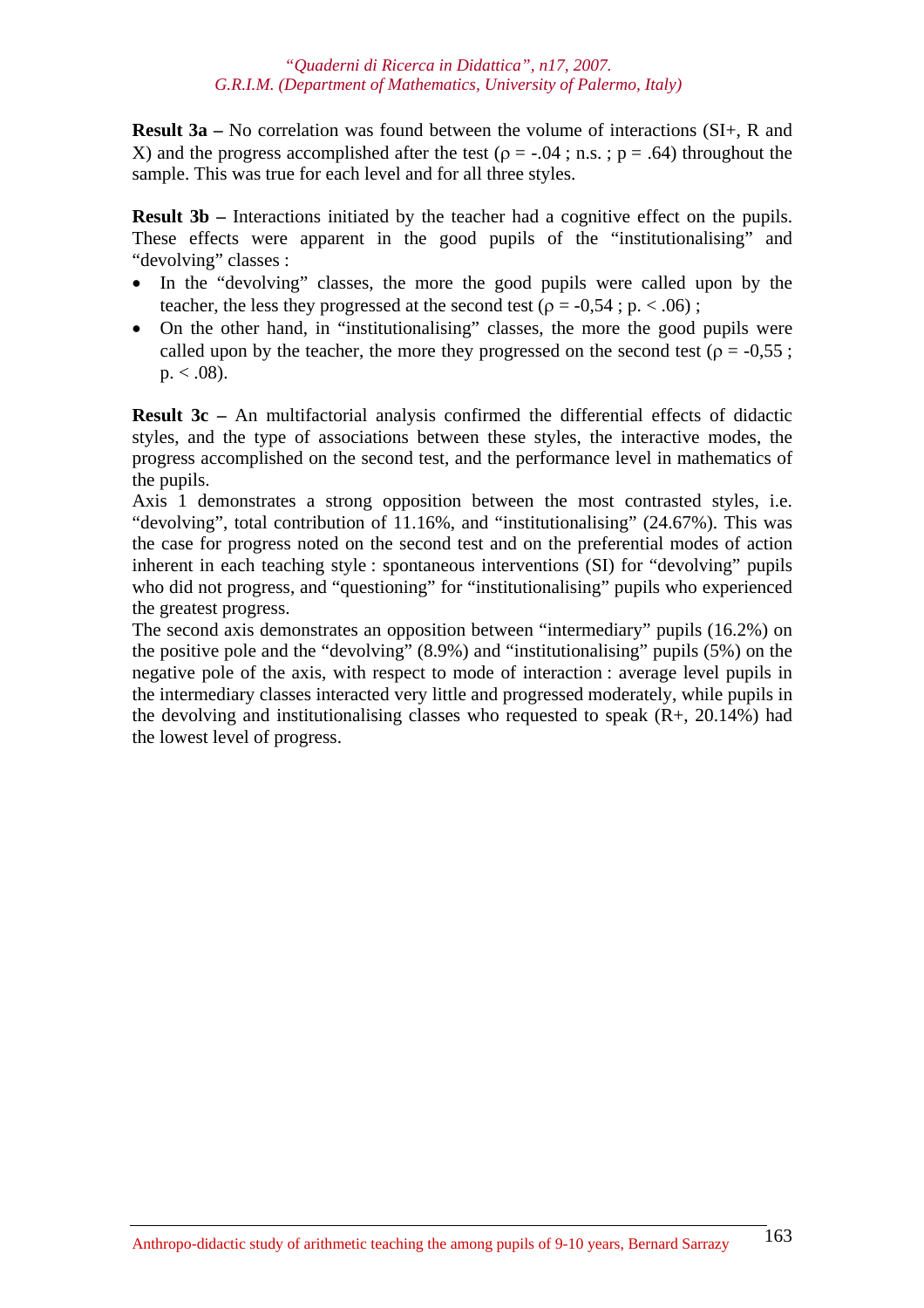**Result 3a –** No correlation was found between the volume of interactions (SI+, R and X) and the progress accomplished after the test ($\rho = -.04$ ; n.s. ; $p = .64$) throughout the sample. This was true for each level and for all three styles.

**Result 3b –** Interactions initiated by the teacher had a cognitive effect on the pupils. These effects were apparent in the good pupils of the "institutionalising" and "devolving" classes :

- In the "devolving" classes, the more the good pupils were called upon by the teacher, the less they progressed at the second test ($\rho = -0{,}54$ ; $p. < .06$) ;
- On the other hand, in "institutionalising" classes, the more the good pupils were called upon by the teacher, the more they progressed on the second test ($\rho = -0{,}55$ ; $p. < .08$).

**Result 3c –** An multifactorial analysis confirmed the differential effects of didactic styles, and the type of associations between these styles, the interactive modes, the progress accomplished on the second test, and the performance level in mathematics of the pupils.

Axis 1 demonstrates a strong opposition between the most contrasted styles, i.e. "devolving", total contribution of 11.16%, and "institutionalising" (24.67%). This was the case for progress noted on the second test and on the preferential modes of action inherent in each teaching style : spontaneous interventions (SI) for "devolving" pupils who did not progress, and "questioning" for "institutionalising" pupils who experienced the greatest progress.

The second axis demonstrates an opposition between "intermediary" pupils (16.2%) on the positive pole and the "devolving" (8.9%) and "institutionalising" pupils (5%) on the negative pole of the axis, with respect to mode of interaction : average level pupils in the intermediary classes interacted very little and progressed moderately, while pupils in the devolving and institutionalising classes who requested to speak (R+, 20.14%) had the lowest level of progress.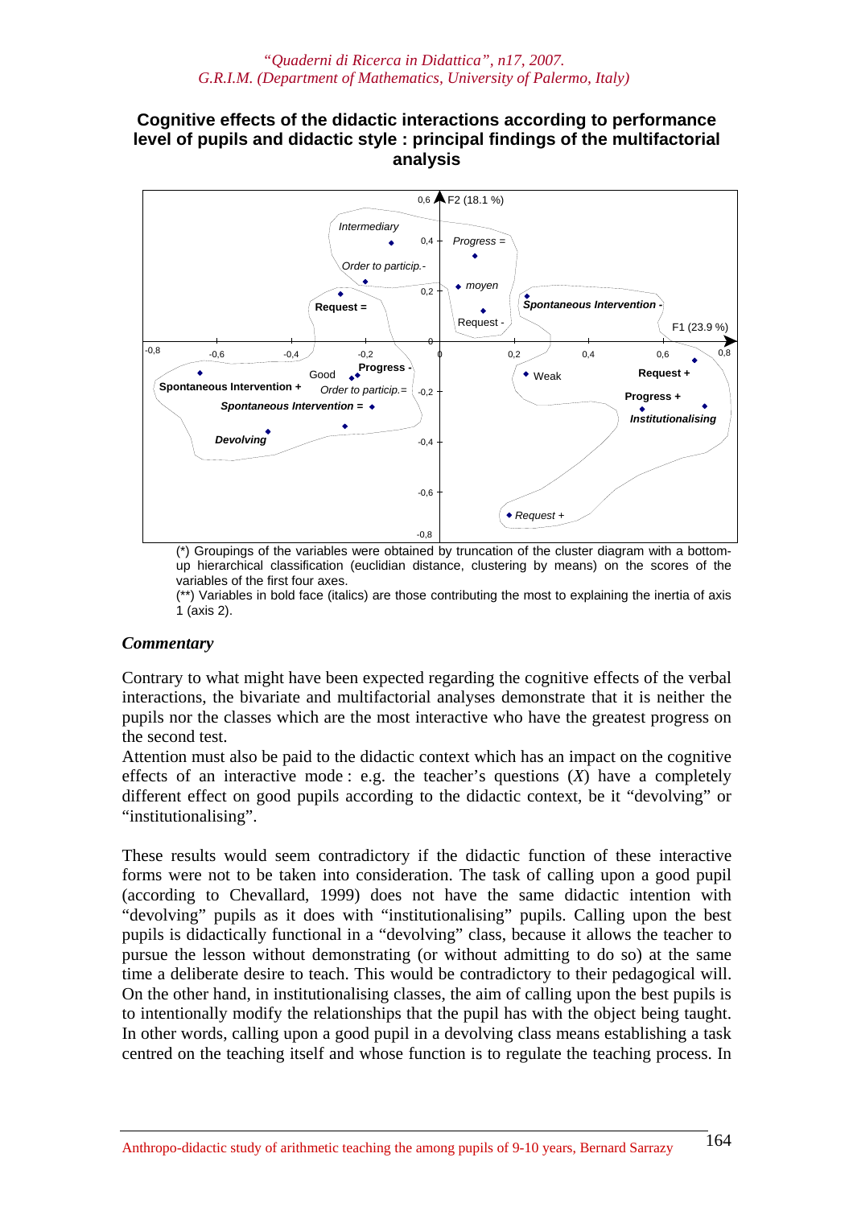## Cognitive effects of the didactic interactions according to performance level of pupils and didactic style : principal findings of the multifactorial analysis

(*) Groupings of the variables were obtained by truncation of the cluster diagram with a bottom-up hierarchical classification (euclidian distance, clustering by means) on the scores of the variables of the first four axes.

(**) Variables in bold face (italics) are those contributing the most to explaining the inertia of axis 1 (axis 2).

### *Commentary*

Contrary to what might have been expected regarding the cognitive effects of the verbal interactions, the bivariate and multifactorial analyses demonstrate that it is neither the pupils nor the classes which are the most interactive who have the greatest progress on the second test.

Attention must also be paid to the didactic context which has an impact on the cognitive effects of an interactive mode : e.g. the teacher's questions (*X*) have a completely different effect on good pupils according to the didactic context, be it "devolving" or "institutionalising".

These results would seem contradictory if the didactic function of these interactive forms were not to be taken into consideration. The task of calling upon a good pupil (according to Chevallard, 1999) does not have the same didactic intention with "devolving" pupils as it does with "institutionalising" pupils. Calling upon the best pupils is didactically functional in a "devolving" class, because it allows the teacher to pursue the lesson without demonstrating (or without admitting to do so) at the same time a deliberate desire to teach. This would be contradictory to their pedagogical will. On the other hand, in institutionalising classes, the aim of calling upon the best pupils is to intentionally modify the relationships that the pupil has with the object being taught. In other words, calling upon a good pupil in a devolving class means establishing a task centred on the teaching itself and whose function is to regulate the teaching process. In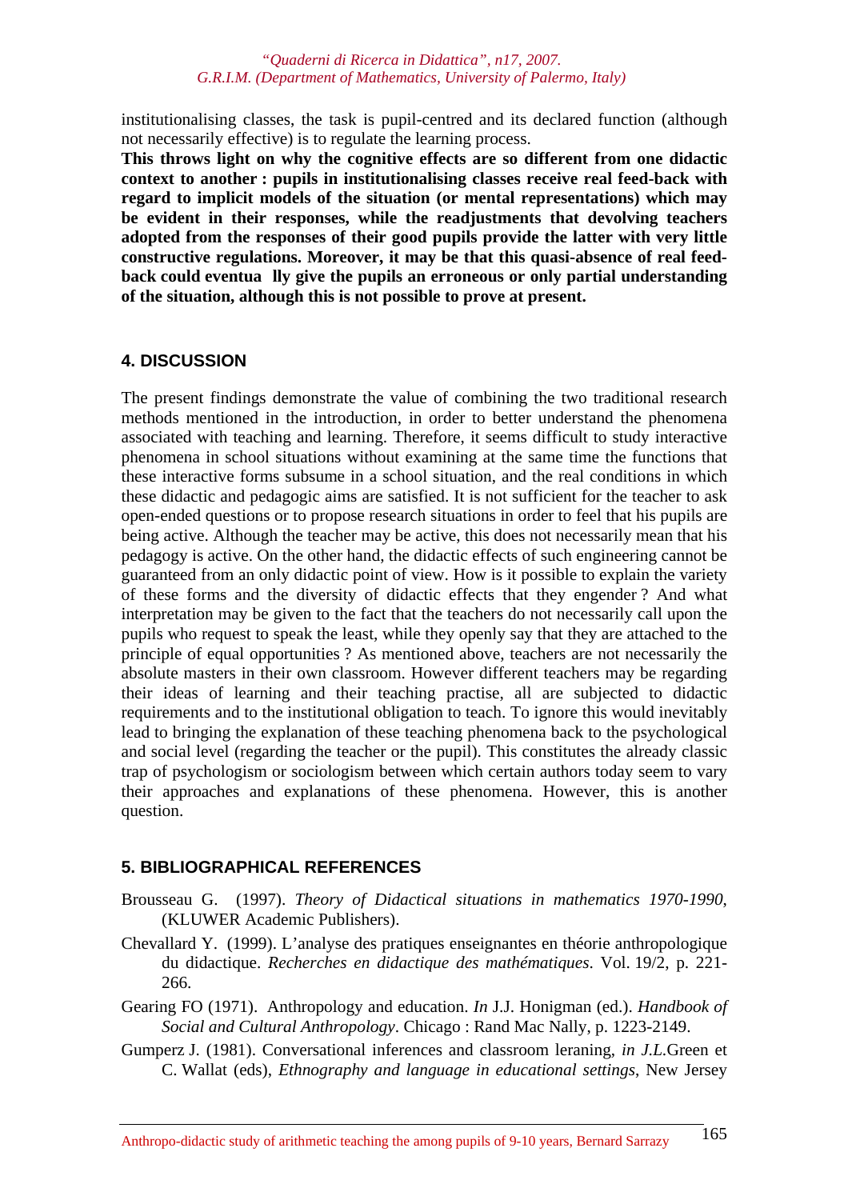institutionalising classes, the task is pupil-centred and its declared function (although not necessarily effective) is to regulate the learning process.

**This throws light on why the cognitive effects are so different from one didactic context to another : pupils in institutionalising classes receive real feed-back with regard to implicit models of the situation (or mental representations) which may be evident in their responses, while the readjustments that devolving teachers adopted from the responses of their good pupils provide the latter with very little constructive regulations. Moreover, it may be that this quasi-absence of real feed-back could eventua lly give the pupils an erroneous or only partial understanding of the situation, although this is not possible to prove at present.**

## 4. DISCUSSION

The present findings demonstrate the value of combining the two traditional research methods mentioned in the introduction, in order to better understand the phenomena associated with teaching and learning. Therefore, it seems difficult to study interactive phenomena in school situations without examining at the same time the functions that these interactive forms subsume in a school situation, and the real conditions in which these didactic and pedagogic aims are satisfied. It is not sufficient for the teacher to ask open-ended questions or to propose research situations in order to feel that his pupils are being active. Although the teacher may be active, this does not necessarily mean that his pedagogy is active. On the other hand, the didactic effects of such engineering cannot be guaranteed from an only didactic point of view. How is it possible to explain the variety of these forms and the diversity of didactic effects that they engender ? And what interpretation may be given to the fact that the teachers do not necessarily call upon the pupils who request to speak the least, while they openly say that they are attached to the principle of equal opportunities ? As mentioned above, teachers are not necessarily the absolute masters in their own classroom. However different teachers may be regarding their ideas of learning and their teaching practise, all are subjected to didactic requirements and to the institutional obligation to teach. To ignore this would inevitably lead to bringing the explanation of these teaching phenomena back to the psychological and social level (regarding the teacher or the pupil). This constitutes the already classic trap of psychologism or sociologism between which certain authors today seem to vary their approaches and explanations of these phenomena. However, this is another question.

## 5. BIBLIOGRAPHICAL REFERENCES

Brousseau G. (1997). *Theory of Didactical situations in mathematics 1970-1990*, (KLUWER Academic Publishers).

Chevallard Y. (1999). L'analyse des pratiques enseignantes en théorie anthropologique du didactique. *Recherches en didactique des mathématiques*. Vol. 19/2, p. 221-266.

Gearing FO (1971). Anthropology and education. *In* J.J. Honigman (ed.). *Handbook of Social and Cultural Anthropology*. Chicago : Rand Mac Nally, p. 1223-2149.

Gumperz J. (1981). Conversational inferences and classroom leraning, *in* J.L.Green et C. Wallat (eds), *Ethnography and language in educational settings*, New Jersey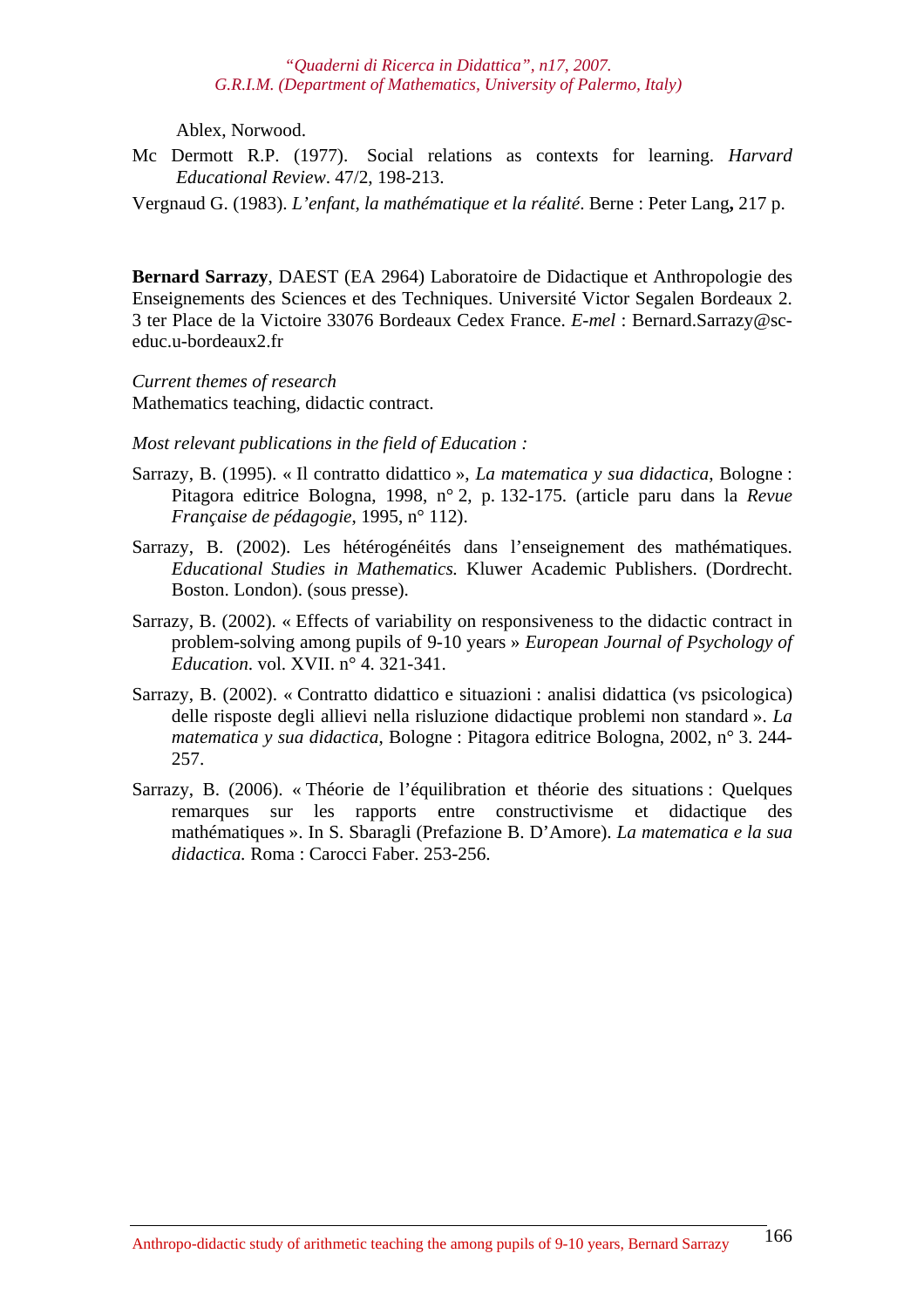Ablex, Norwood.

Mc Dermott R.P. (1977). Social relations as contexts for learning. *Harvard Educational Review*. 47/2, 198-213.

Vergnaud G. (1983). *L'enfant, la mathématique et la réalité*. Berne : Peter Lang**,** 217 p.

**Bernard Sarrazy**, DAEST (EA 2964) Laboratoire de Didactique et Anthropologie des Enseignements des Sciences et des Techniques. Université Victor Segalen Bordeaux 2. 3 ter Place de la Victoire 33076 Bordeaux Cedex France. *E-mel* : Bernard.Sarrazy@sc-educ.u-bordeaux2.fr

*Current themes of research*
Mathematics teaching, didactic contract.

*Most relevant publications in the field of Education :*

Sarrazy, B. (1995). « Il contratto didattico », *La matematica y sua didactica*, Bologne : Pitagora editrice Bologna, 1998, n° 2, p. 132-175. (article paru dans la *Revue Française de pédagogie*, 1995, n° 112).

Sarrazy, B. (2002). Les hétérogénéités dans l'enseignement des mathématiques. *Educational Studies in Mathematics.* Kluwer Academic Publishers. (Dordrecht. Boston. London). (sous presse).

Sarrazy, B. (2002). « Effects of variability on responsiveness to the didactic contract in problem-solving among pupils of 9-10 years » *European Journal of Psychology of Education.* vol. XVII. n° 4. 321-341.

Sarrazy, B. (2002). « Contratto didattico e situazioni : analisi didattica (vs psicologica) delle risposte degli allievi nella risluzione didactique problemi non standard ». *La matematica y sua didactica*, Bologne : Pitagora editrice Bologna, 2002, n° 3. 244-257.

Sarrazy, B. (2006). « Théorie de l'équilibration et théorie des situations : Quelques remarques sur les rapports entre constructivisme et didactique des mathématiques ». In S. Sbaragli (Prefazione B. D'Amore). *La matematica e la sua didactica.* Roma : Carocci Faber. 253-256.